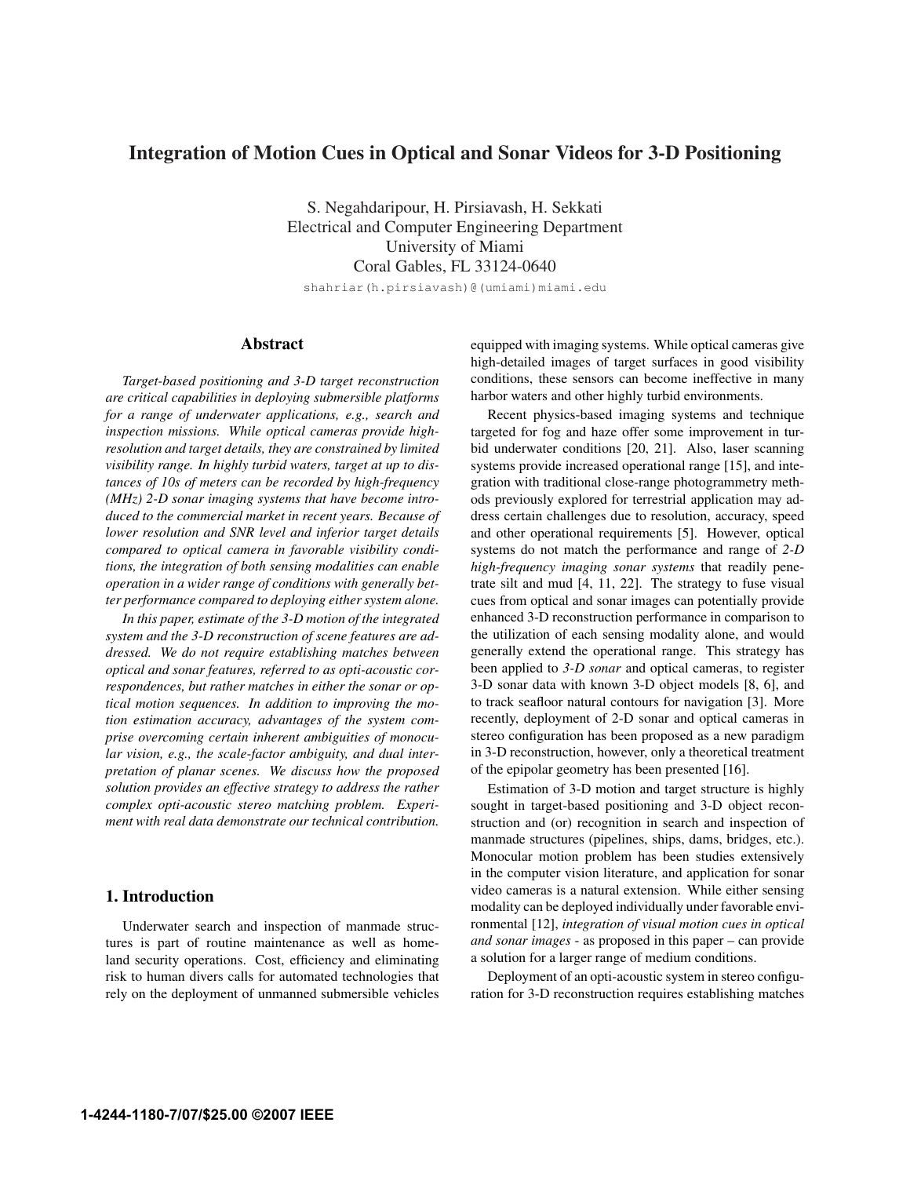# Integration of Motion Cues in Optical and Sonar Videos for 3-D Positioning

S. Negahdaripour, H. Pirsiavash, H. Sekkati
Electrical and Computer Engineering Department
University of Miami
Coral Gables, FL 33124-0640

shahriar(h.pirsiavash)@(umiami)miami.edu

## Abstract

*Target-based positioning and 3-D target reconstruction are critical capabilities in deploying submersible platforms for a range of underwater applications, e.g., search and inspection missions. While optical cameras provide high-resolution and target details, they are constrained by limited visibility range. In highly turbid waters, target at up to distances of 10s of meters can be recorded by high-frequency (MHz) 2-D sonar imaging systems that have become introduced to the commercial market in recent years. Because of lower resolution and SNR level and inferior target details compared to optical camera in favorable visibility conditions, the integration of both sensing modalities can enable operation in a wider range of conditions with generally better performance compared to deploying either system alone.*

*In this paper, estimate of the 3-D motion of the integrated system and the 3-D reconstruction of scene features are addressed. We do not require establishing matches between optical and sonar features, referred to as opti-acoustic correspondences, but rather matches in either the sonar or optical motion sequences. In addition to improving the motion estimation accuracy, advantages of the system comprise overcoming certain inherent ambiguities of monocular vision, e.g., the scale-factor ambiguity, and dual interpretation of planar scenes. We discuss how the proposed solution provides an effective strategy to address the rather complex opti-acoustic stereo matching problem. Experiment with real data demonstrate our technical contribution.*

## 1. Introduction

Underwater search and inspection of manmade structures is part of routine maintenance as well as homeland security operations. Cost, efficiency and eliminating risk to human divers calls for automated technologies that rely on the deployment of unmanned submersible vehicles equipped with imaging systems. While optical cameras give high-detailed images of target surfaces in good visibility conditions, these sensors can become ineffective in many harbor waters and other highly turbid environments.

Recent physics-based imaging systems and technique targeted for fog and haze offer some improvement in turbid underwater conditions [20, 21]. Also, laser scanning systems provide increased operational range [15], and integration with traditional close-range photogrammetry methods previously explored for terrestrial application may address certain challenges due to resolution, accuracy, speed and other operational requirements [5]. However, optical systems do not match the performance and range of *2-D high-frequency imaging sonar systems* that readily penetrate silt and mud [4, 11, 22]. The strategy to fuse visual cues from optical and sonar images can potentially provide enhanced 3-D reconstruction performance in comparison to the utilization of each sensing modality alone, and would generally extend the operational range. This strategy has been applied to *3-D sonar* and optical cameras, to register 3-D sonar data with known 3-D object models [8, 6], and to track seafloor natural contours for navigation [3]. More recently, deployment of 2-D sonar and optical cameras in stereo configuration has been proposed as a new paradigm in 3-D reconstruction, however, only a theoretical treatment of the epipolar geometry has been presented [16].

Estimation of 3-D motion and target structure is highly sought in target-based positioning and 3-D object reconstruction and (or) recognition in search and inspection of manmade structures (pipelines, ships, dams, bridges, etc.). Monocular motion problem has been studies extensively in the computer vision literature, and application for sonar video cameras is a natural extension. While either sensing modality can be deployed individually under favorable environmental [12], *integration of visual motion cues in optical and sonar images* - as proposed in this paper – can provide a solution for a larger range of medium conditions.

Deployment of an opti-acoustic system in stereo configuration for 3-D reconstruction requires establishing matches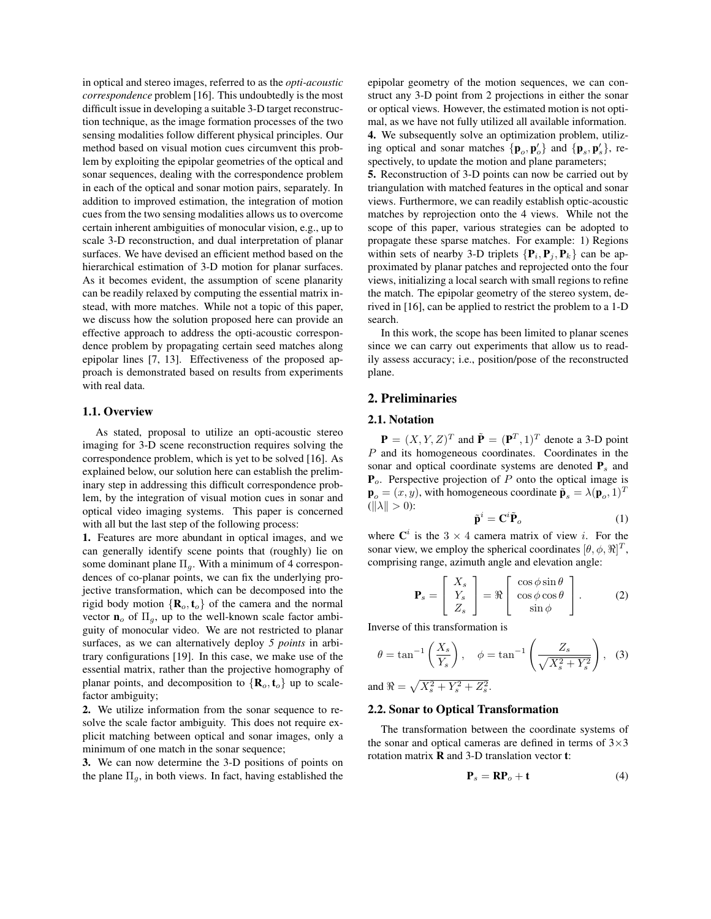in optical and stereo images, referred to as the *opti-acoustic correspondence* problem [16]. This undoubtedly is the most difficult issue in developing a suitable 3-D target reconstruction technique, as the image formation processes of the two sensing modalities follow different physical principles. Our method based on visual motion cues circumvent this problem by exploiting the epipolar geometries of the optical and sonar sequences, dealing with the correspondence problem in each of the optical and sonar motion pairs, separately. In addition to improved estimation, the integration of motion cues from the two sensing modalities allows us to overcome certain inherent ambiguities of monocular vision, e.g., up to scale 3-D reconstruction, and dual interpretation of planar surfaces. We have devised an efficient method based on the hierarchical estimation of 3-D motion for planar surfaces. As it becomes evident, the assumption of scene planarity can be readily relaxed by computing the essential matrix instead, with more matches. While not a topic of this paper, we discuss how the solution proposed here can provide an effective approach to address the opti-acoustic correspondence problem by propagating certain seed matches along epipolar lines [7, 13]. Effectiveness of the proposed approach is demonstrated based on results from experiments with real data.

### 1.1. Overview

As stated, proposal to utilize an opti-acoustic stereo imaging for 3-D scene reconstruction requires solving the correspondence problem, which is yet to be solved [16]. As explained below, our solution here can establish the preliminary step in addressing this difficult correspondence problem, by the integration of visual motion cues in sonar and optical video imaging systems. This paper is concerned with all but the last step of the following process:

**1.** Features are more abundant in optical images, and we can generally identify scene points that (roughly) lie on some dominant plane $\Pi_g$. With a minimum of 4 correspondences of co-planar points, we can fix the underlying projective transformation, which can be decomposed into the rigid body motion $\{\mathbf{R}_o, \mathbf{t}_o\}$ of the camera and the normal vector $\mathbf{n}_o$ of $\Pi_g$, up to the well-known scale factor ambiguity of monocular video. We are not restricted to planar surfaces, as we can alternatively deploy *5 points* in arbitrary configurations [19]. In this case, we make use of the essential matrix, rather than the projective homography of planar points, and decomposition to $\{\mathbf{R}_o, \mathbf{t}_o\}$ up to scale-factor ambiguity;

**2.** We utilize information from the sonar sequence to resolve the scale factor ambiguity. This does not require explicit matching between optical and sonar images, only a minimum of one match in the sonar sequence;

**3.** We can now determine the 3-D positions of points on the plane $\Pi_g$, in both views. In fact, having established the epipolar geometry of the motion sequences, we can construct any 3-D point from 2 projections in either the sonar or optical views. However, the estimated motion is not optimal, as we have not fully utilized all available information.

**4.** We subsequently solve an optimization problem, utilizing optical and sonar matches $\{\mathbf{p}_o, \mathbf{p}'_o\}$ and $\{\mathbf{p}_s, \mathbf{p}'_s\}$, respectively, to update the motion and plane parameters;

**5.** Reconstruction of 3-D points can now be carried out by triangulation with matched features in the optical and sonar views. Furthermore, we can readily establish optic-acoustic matches by reprojection onto the 4 views. While not the scope of this paper, various strategies can be adopted to propagate these sparse matches. For example: 1) Regions within sets of nearby 3-D triplets $\{\mathbf{P}_i, \mathbf{P}_j, \mathbf{P}_k\}$ can be approximated by planar patches and reprojected onto the four views, initializing a local search with small regions to refine the match. The epipolar geometry of the stereo system, derived in [16], can be applied to restrict the problem to a 1-D search.

In this work, the scope has been limited to planar scenes since we can carry out experiments that allow us to readily assess accuracy; i.e., position/pose of the reconstructed plane.

## 2. Preliminaries

### 2.1. Notation

$\mathbf{P} = (X, Y, Z)^T$ and $\tilde{\mathbf{P}} = (\mathbf{P}^T, 1)^T$ denote a 3-D point $P$ and its homogeneous coordinates. Coordinates in the sonar and optical coordinate systems are denoted $\mathbf{P}_s$ and $\mathbf{P}_o$. Perspective projection of $P$ onto the optical image is $\mathbf{p}_o = (x, y)$, with homogeneous coordinate $\tilde{\mathbf{p}}_s = \lambda(\mathbf{p}_o, 1)^T$ ($\|\lambda\| > 0$):

$$\tilde{\mathbf{p}}^i = \mathbf{C}^i \tilde{\mathbf{P}}_o \tag{1}$$

where $\mathbf{C}^i$ is the $3 \times 4$ camera matrix of view $i$. For the sonar view, we employ the spherical coordinates $[\theta, \phi, \Re]^T$, comprising range, azimuth angle and elevation angle:

$$\mathbf{P}_s = \begin{bmatrix} X_s \\ Y_s \\ Z_s \end{bmatrix} = \Re \begin{bmatrix} \cos\phi \sin\theta \\ \cos\phi \cos\theta \\ \sin\phi \end{bmatrix}. \tag{2}$$

Inverse of this transformation is

$$\theta = \tan^{-1}\left(\frac{X_s}{Y_s}\right), \quad \phi = \tan^{-1}\left(\frac{Z_s}{\sqrt{X_s^2 + Y_s^2}}\right), \tag{3}$$

and $\Re = \sqrt{X_s^2 + Y_s^2 + Z_s^2}$.

### 2.2. Sonar to Optical Transformation

The transformation between the coordinate systems of the sonar and optical cameras are defined in terms of $3 \times 3$ rotation matrix $\mathbf{R}$ and 3-D translation vector $\mathbf{t}$:

$$\mathbf{P}_s = \mathbf{R}\mathbf{P}_o + \mathbf{t} \tag{4}$$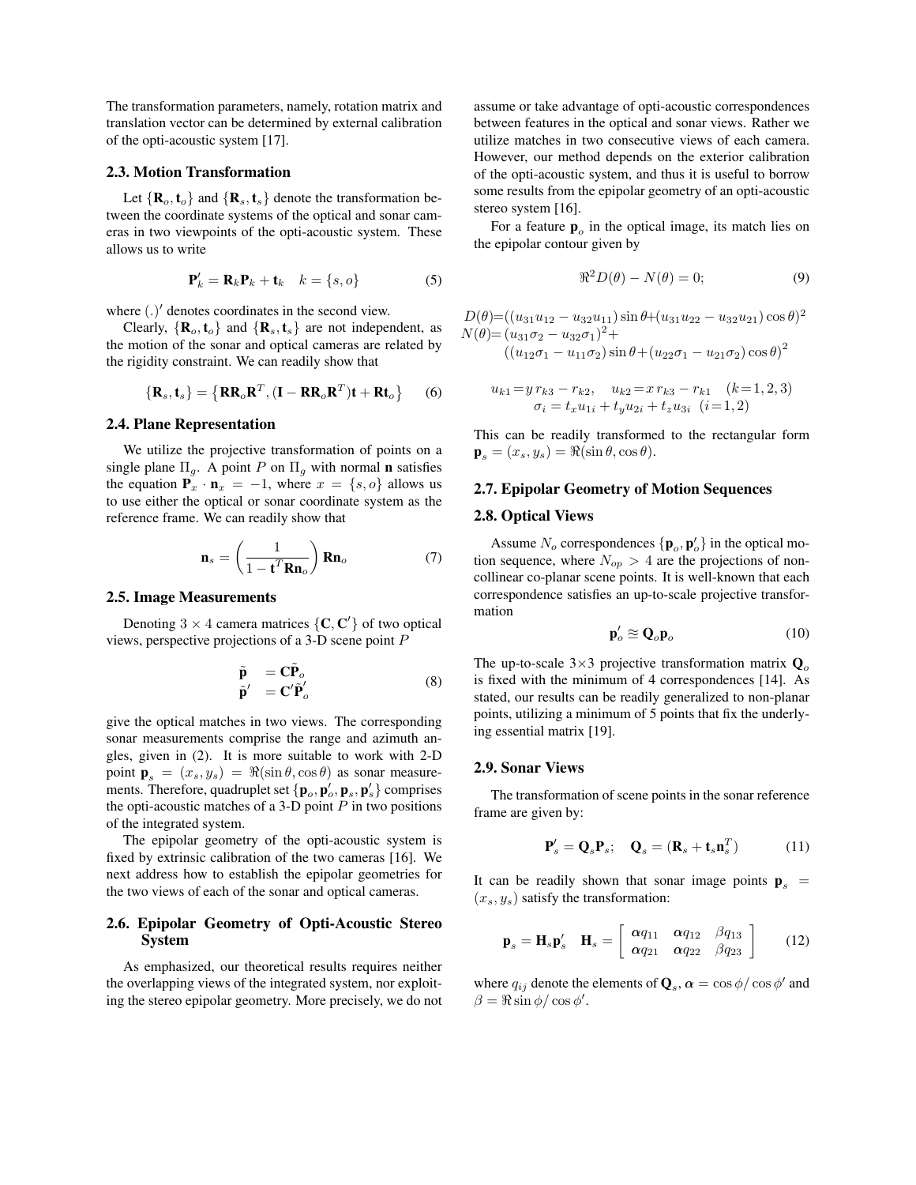The transformation parameters, namely, rotation matrix and translation vector can be determined by external calibration of the opti-acoustic system [17].

### 2.3. Motion Transformation

Let $\{\mathbf{R}_o, \mathbf{t}_o\}$ and $\{\mathbf{R}_s, \mathbf{t}_s\}$ denote the transformation between the coordinate systems of the optical and sonar cameras in two viewpoints of the opti-acoustic system. These allows us to write

$$\mathbf{P}_k' = \mathbf{R}_k \mathbf{P}_k + \mathbf{t}_k \quad k = \{s, o\} \tag{5}$$

where $(.)'$ denotes coordinates in the second view.

Clearly, $\{\mathbf{R}_o, \mathbf{t}_o\}$ and $\{\mathbf{R}_s, \mathbf{t}_s\}$ are not independent, as the motion of the sonar and optical cameras are related by the rigidity constraint. We can readily show that

$$\{\mathbf{R}_s, \mathbf{t}_s\} = \left\{\mathbf{R}\mathbf{R}_o\mathbf{R}^T, (\mathbf{I} - \mathbf{R}\mathbf{R}_o\mathbf{R}^T)\mathbf{t} + \mathbf{R}\mathbf{t}_o\right\} \tag{6}$$

### 2.4. Plane Representation

We utilize the projective transformation of points on a single plane $\Pi_g$. A point $P$ on $\Pi_g$ with normal $\mathbf{n}$ satisfies the equation $\mathbf{P}_x \cdot \mathbf{n}_x = -1$, where $x = \{s, o\}$ allows us to use either the optical or sonar coordinate system as the reference frame. We can readily show that

$$\mathbf{n}_s = \left(\frac{1}{1 - \mathbf{t}^T \mathbf{R} \mathbf{n}_o}\right) \mathbf{R}\mathbf{n}_o \tag{7}$$

### 2.5. Image Measurements

Denoting $3 \times 4$ camera matrices $\{\mathbf{C}, \mathbf{C}'\}$ of two optical views, perspective projections of a 3-D scene point $P$

$$\begin{aligned} \tilde{\mathbf{p}} &= \mathbf{C}\tilde{\mathbf{P}}_o \\ \tilde{\mathbf{p}}' &= \mathbf{C}'\tilde{\mathbf{P}}_o' \end{aligned} \tag{8}$$

give the optical matches in two views. The corresponding sonar measurements comprise the range and azimuth angles, given in (2). It is more suitable to work with 2-D point $\mathbf{p}_s = (x_s, y_s) = \Re(\sin\theta, \cos\theta)$ as sonar measurements. Therefore, quadruplet set $\{\mathbf{p}_o, \mathbf{p}_o', \mathbf{p}_s, \mathbf{p}_s'\}$ comprises the opti-acoustic matches of a 3-D point $P$ in two positions of the integrated system.

The epipolar geometry of the opti-acoustic system is fixed by extrinsic calibration of the two cameras [16]. We next address how to establish the epipolar geometries for the two views of each of the sonar and optical cameras.

### 2.6. Epipolar Geometry of Opti-Acoustic Stereo System

As emphasized, our theoretical results requires neither the overlapping views of the integrated system, nor exploiting the stereo epipolar geometry. More precisely, we do not assume or take advantage of opti-acoustic correspondences between features in the optical and sonar views. Rather we utilize matches in two consecutive views of each camera. However, our method depends on the exterior calibration of the opti-acoustic system, and thus it is useful to borrow some results from the epipolar geometry of an opti-acoustic stereo system [16].

For a feature $\mathbf{p}_o$ in the optical image, its match lies on the epipolar contour given by

$$\Re^2 D(\theta) - N(\theta) = 0; \tag{9}$$

$$\begin{aligned} D(\theta) &= ((u_{31}u_{12} - u_{32}u_{11})\sin\theta + (u_{31}u_{22} - u_{32}u_{21})\cos\theta)^2 \\ N(\theta) &= (u_{31}\sigma_2 - u_{32}\sigma_1)^2 + \\ &\quad ((u_{12}\sigma_1 - u_{11}\sigma_2)\sin\theta + (u_{22}\sigma_1 - u_{21}\sigma_2)\cos\theta)^2 \end{aligned}$$

$$\begin{aligned} u_{k1} &= y\, r_{k3} - r_{k2}, \quad u_{k2} = x\, r_{k3} - r_{k1} \quad (k = 1, 2, 3) \\ \sigma_i &= t_x u_{1i} + t_y u_{2i} + t_z u_{3i} \quad (i = 1, 2) \end{aligned}$$

This can be readily transformed to the rectangular form $\mathbf{p}_s = (x_s, y_s) = \Re(\sin\theta, \cos\theta)$.

### 2.7. Epipolar Geometry of Motion Sequences

### 2.8. Optical Views

Assume $N_o$ correspondences $\{\mathbf{p}_o, \mathbf{p}_o'\}$ in the optical motion sequence, where $N_{op} > 4$ are the projections of non-collinear co-planar scene points. It is well-known that each correspondence satisfies an up-to-scale projective transformation

$$\mathbf{p}_o' \cong \mathbf{Q}_o \mathbf{p}_o \tag{10}$$

The up-to-scale $3 \times 3$ projective transformation matrix $\mathbf{Q}_o$ is fixed with the minimum of 4 correspondences [14]. As stated, our results can be readily generalized to non-planar points, utilizing a minimum of 5 points that fix the underlying essential matrix [19].

### 2.9. Sonar Views

The transformation of scene points in the sonar reference frame are given by:

$$\mathbf{P}_s' = \mathbf{Q}_s \mathbf{P}_s; \quad \mathbf{Q}_s = (\mathbf{R}_s + \mathbf{t}_s \mathbf{n}_s^T) \tag{11}$$

It can be readily shown that sonar image points $\mathbf{p}_s = (x_s, y_s)$ satisfy the transformation:

$$\mathbf{p}_s = \mathbf{H}_s \mathbf{p}_s' \quad \mathbf{H}_s = \begin{bmatrix} \boldsymbol{\alpha} q_{11} & \boldsymbol{\alpha} q_{12} & \beta q_{13} \\ \boldsymbol{\alpha} q_{21} & \boldsymbol{\alpha} q_{22} & \beta q_{23} \end{bmatrix} \tag{12}$$

where $q_{ij}$ denote the elements of $\mathbf{Q}_s$, $\boldsymbol{\alpha} = \cos\phi / \cos\phi'$ and $\beta = \Re \sin\phi / \cos\phi'$.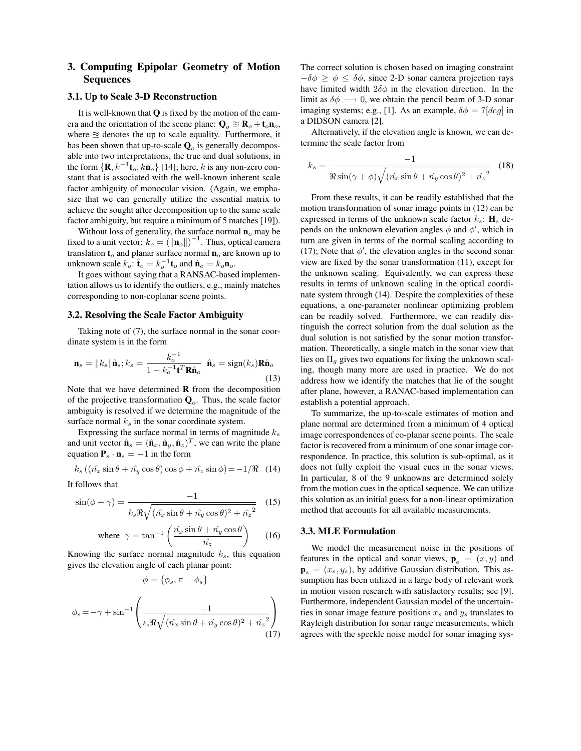## 3. Computing Epipolar Geometry of Motion Sequences

### 3.1. Up to Scale 3-D Reconstruction

It is well-known that $\mathbf{Q}$ is fixed by the motion of the camera and the orientation of the scene plane: $\mathbf{Q}_o \cong \mathbf{R}_o + \mathbf{t}_o\mathbf{n}_o$, where $\cong$ denotes the up to scale equality. Furthermore, it has been shown that up-to-scale $\mathbf{Q}_o$ is generally decomposable into two interpretations, the true and dual solutions, in the form $\{\mathbf{R}, k^{-1}\mathbf{t}_o, k\mathbf{n}_o\}$ [14]; here, $k$ is any non-zero constant that is associated with the well-known inherent scale factor ambiguity of monocular vision. (Again, we emphasize that we can generally utilize the essential matrix to achieve the sought after decomposition up to the same scale factor ambiguity, but require a minimum of 5 matches [19]).

Without loss of generality, the surface normal $\mathbf{n}_o$ may be fixed to a unit vector: $k_o = (\|\mathbf{n}_o\|)^{-1}$. Thus, optical camera translation $\mathbf{t}_o$ and planar surface normal $\mathbf{n}_o$ are known up to unknown scale $k_o$: $\hat{\mathbf{t}}_o = k_o^{-1}\mathbf{t}_o$ and $\hat{\mathbf{n}}_o = k_o\mathbf{n}_o$.

It goes without saying that a RANSAC-based implementation allows us to identify the outliers, e.g., mainly matches corresponding to non-coplanar scene points.

### 3.2. Resolving the Scale Factor Ambiguity

Taking note of (7), the surface normal in the sonar coordinate system is in the form

$$\mathbf{n}_s = \|k_s\|\hat{\mathbf{n}}_s; k_s = \frac{k_o^{-1}}{1 - k_o^{-1}\mathbf{t}^T\mathbf{R}\hat{\mathbf{n}}_o} \quad \hat{\mathbf{n}}_s = \text{sign}(k_s)\mathbf{R}\hat{\mathbf{n}}_o \tag{13}$$

Note that we have determined $\mathbf{R}$ from the decomposition of the projective transformation $\mathbf{Q}_o$. Thus, the scale factor ambiguity is resolved if we determine the magnitude of the surface normal $k_s$ in the sonar coordinate system.

Expressing the surface normal in terms of magnitude $k_s$ and unit vector $\hat{\mathbf{n}}_s = (\hat{\mathbf{n}}_x, \hat{\mathbf{n}}_y, \hat{\mathbf{n}}_z)^T$, we can write the plane equation $\mathbf{P}_s \cdot \mathbf{n}_s = -1$ in the form

$$k_s\left((\hat{n_x}\sin\theta + \hat{n_y}\cos\theta)\cos\phi + \hat{n_z}\sin\phi\right) = -1/\Re \tag{14}$$

It follows that

$$\sin(\phi + \gamma) = \frac{-1}{k_s\Re\sqrt{(\hat{n_x}\sin\theta + \hat{n_y}\cos\theta)^2 + \hat{n_z}^2}} \tag{15}$$

$$\text{where } \gamma = \tan^{-1}\left(\frac{\hat{n_x}\sin\theta + \hat{n_y}\cos\theta}{\hat{n_z}}\right) \tag{16}$$

Knowing the surface normal magnitude $k_s$, this equation gives the elevation angle of each planar point:

$$\phi = \{\phi_s, \pi - \phi_s\}$$

$$\phi_s = -\gamma + \sin^{-1}\left(\frac{-1}{k_s\Re\sqrt{(\hat{n_x}\sin\theta + \hat{n_y}\cos\theta)^2 + \hat{n_z}^2}}\right) \tag{17}$$

The correct solution is chosen based on imaging constraint $-\delta\phi \geq \phi \leq \delta\phi$, since 2-D sonar camera projection rays have limited width $2\delta\phi$ in the elevation direction. In the limit as $\delta\phi \longrightarrow 0$, we obtain the pencil beam of 3-D sonar imaging systems; e.g., [1]. As an example, $\delta\phi = 7[deg]$ in a DIDSON camera [2].

Alternatively, if the elevation angle is known, we can determine the scale factor from

$$k_s = \frac{-1}{\Re\sin(\gamma + \phi)\sqrt{(\hat{n_x}\sin\theta + \hat{n_y}\cos\theta)^2 + \hat{n_z}^2}} \tag{18}$$

From these results, it can be readily established that the motion transformation of sonar image points in (12) can be expressed in terms of the unknown scale factor $k_s$: $\mathbf{H}_s$ depends on the unknown elevation angles $\phi$ and $\phi'$, which in turn are given in terms of the normal scaling according to (17); Note that $\phi'$, the elevation angles in the second sonar view are fixed by the sonar transformation (11), except for the unknown scaling. Equivalently, we can express these results in terms of unknown scaling in the optical coordinate system through (14). Despite the complexities of these equations, a one-parameter nonlinear optimizing problem can be readily solved. Furthermore, we can readily distinguish the correct solution from the dual solution as the dual solution is not satisfied by the sonar motion transformation. Theoretically, a single match in the sonar view that lies on $\Pi_g$ gives two equations for fixing the unknown scaling, though many more are used in practice. We do not address how we identify the matches that lie of the sought after plane, however, a RANAC-based implementation can establish a potential approach.

To summarize, the up-to-scale estimates of motion and plane normal are determined from a minimum of 4 optical image correspondences of co-planar scene points. The scale factor is recovered from a minimum of one sonar image correspondence. In practice, this solution is sub-optimal, as it does not fully exploit the visual cues in the sonar views. In particular, 8 of the 9 unknowns are determined solely from the motion cues in the optical sequence. We can utilize this solution as an initial guess for a non-linear optimization method that accounts for all available measurements.

### 3.3. MLE Formulation

We model the measurement noise in the positions of features in the optical and sonar views, $\mathbf{p}_o = (x, y)$ and $\mathbf{p}_s = (x_s, y_s)$, by additive Gaussian distribution. This assumption has been utilized in a large body of relevant work in motion vision research with satisfactory results; see [9]. Furthermore, independent Gaussian model of the uncertainties in sonar image feature positions $x_s$ and $y_s$ translates to Rayleigh distribution for sonar range measurements, which agrees with the speckle noise model for sonar imaging sys-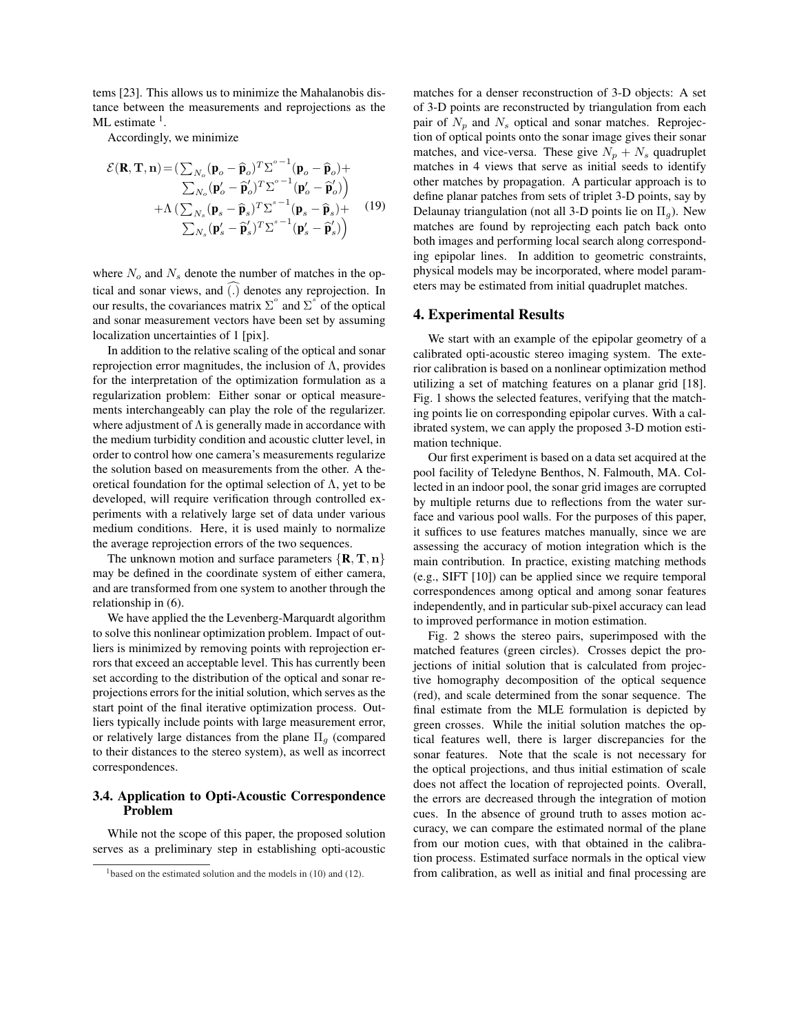tems [23]. This allows us to minimize the Mahalanobis distance between the measurements and reprojections as the ML estimate [1].

Accordingly, we minimize

$$
\begin{aligned}
\mathcal{E}(\mathbf{R}, \mathbf{T}, \mathbf{n}) = & \left( \sum_{N_o} (\mathbf{p}_o - \widehat{\mathbf{p}}_o)^T {\Sigma^{o}}^{-1} (\mathbf{p}_o - \widehat{\mathbf{p}}_o) + \right. \\
& \left. \sum_{N_o} (\mathbf{p}'_o - \widehat{\mathbf{p}}'_o)^T {\Sigma^{o}}^{-1} (\mathbf{p}'_o - \widehat{\mathbf{p}}'_o) \right) \\
& + \Lambda \left( \sum_{N_s} (\mathbf{p}_s - \widehat{\mathbf{p}}_s)^T {\Sigma^{s}}^{-1} (\mathbf{p}_s - \widehat{\mathbf{p}}_s) + \right. \\
& \left. \sum_{N_s} (\mathbf{p}'_s - \widehat{\mathbf{p}}'_s)^T {\Sigma^{s}}^{-1} (\mathbf{p}'_s - \widehat{\mathbf{p}}'_s) \right)
\end{aligned} \tag{19}
$$

where $N_o$ and $N_s$ denote the number of matches in the optical and sonar views, and $\widehat{(.)}$ denotes any reprojection. In our results, the covariances matrix $\Sigma^{o}$ and $\Sigma^{s}$ of the optical and sonar measurement vectors have been set by assuming localization uncertainties of 1 [pix].

In addition to the relative scaling of the optical and sonar reprojection error magnitudes, the inclusion of $\Lambda$, provides for the interpretation of the optimization formulation as a regularization problem: Either sonar or optical measurements interchangeably can play the role of the regularizer. where adjustment of $\Lambda$ is generally made in accordance with the medium turbidity condition and acoustic clutter level, in order to control how one camera's measurements regularize the solution based on measurements from the other. A theoretical foundation for the optimal selection of $\Lambda$, yet to be developed, will require verification through controlled experiments with a relatively large set of data under various medium conditions. Here, it is used mainly to normalize the average reprojection errors of the two sequences.

The unknown motion and surface parameters $\{\mathbf{R}, \mathbf{T}, \mathbf{n}\}$ may be defined in the coordinate system of either camera, and are transformed from one system to another through the relationship in (6).

We have applied the the Levenberg-Marquardt algorithm to solve this nonlinear optimization problem. Impact of outliers is minimized by removing points with reprojection errors that exceed an acceptable level. This has currently been set according to the distribution of the optical and sonar reprojections errors for the initial solution, which serves as the start point of the final iterative optimization process. Outliers typically include points with large measurement error, or relatively large distances from the plane $\Pi_g$ (compared to their distances to the stereo system), as well as incorrect correspondences.

### 3.4. Application to Opti-Acoustic Correspondence Problem

While not the scope of this paper, the proposed solution serves as a preliminary step in establishing opti-acoustic matches for a denser reconstruction of 3-D objects: A set of 3-D points are reconstructed by triangulation from each pair of $N_p$ and $N_s$ optical and sonar matches. Reprojection of optical points onto the sonar image gives their sonar matches, and vice-versa. These give $N_p + N_s$ quadruplet matches in 4 views that serve as initial seeds to identify other matches by propagation. A particular approach is to define planar patches from sets of triplet 3-D points, say by Delaunay triangulation (not all 3-D points lie on $\Pi_g$). New matches are found by reprojecting each patch back onto both images and performing local search along corresponding epipolar lines. In addition to geometric constraints, physical models may be incorporated, where model parameters may be estimated from initial quadruplet matches.

## 4. Experimental Results

We start with an example of the epipolar geometry of a calibrated opti-acoustic stereo imaging system. The exterior calibration is based on a nonlinear optimization method utilizing a set of matching features on a planar grid [18]. Fig. 1 shows the selected features, verifying that the matching points lie on corresponding epipolar curves. With a calibrated system, we can apply the proposed 3-D motion estimation technique.

Our first experiment is based on a data set acquired at the pool facility of Teledyne Benthos, N. Falmouth, MA. Collected in an indoor pool, the sonar grid images are corrupted by multiple returns due to reflections from the water surface and various pool walls. For the purposes of this paper, it suffices to use features matches manually, since we are assessing the accuracy of motion integration which is the main contribution. In practice, existing matching methods (e.g., SIFT [10]) can be applied since we require temporal correspondences among optical and among sonar features independently, and in particular sub-pixel accuracy can lead to improved performance in motion estimation.

Fig. 2 shows the stereo pairs, superimposed with the matched features (green circles). Crosses depict the projections of initial solution that is calculated from projective homography decomposition of the optical sequence (red), and scale determined from the sonar sequence. The final estimate from the MLE formulation is depicted by green crosses. While the initial solution matches the optical features well, there is larger discrepancies for the sonar features. Note that the scale is not necessary for the optical projections, and thus initial estimation of scale does not affect the location of reprojected points. Overall, the errors are decreased through the integration of motion cues. In the absence of ground truth to asses motion accuracy, we can compare the estimated normal of the plane from our motion cues, with that obtained in the calibration process. Estimated surface normals in the optical view from calibration, as well as initial and final processing are

[1] based on the estimated solution and the models in (10) and (12).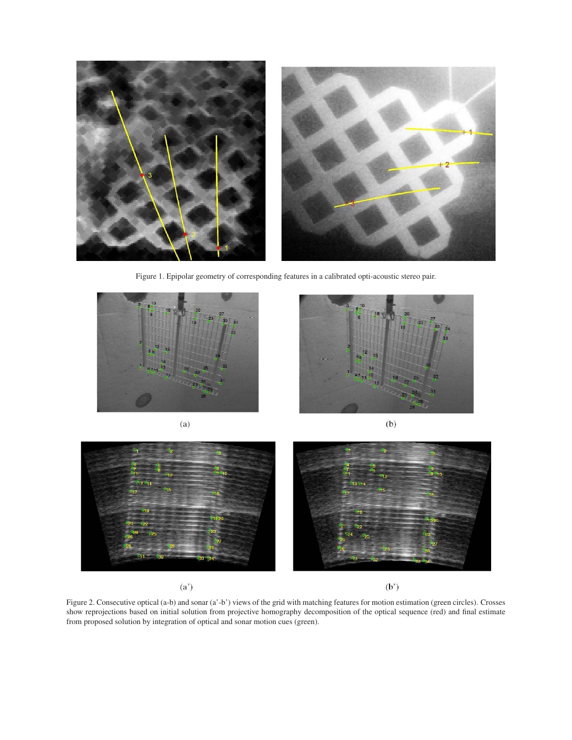Figure 1. Epipolar geometry of corresponding features in a calibrated opti-acoustic stereo pair.

(a)

(b)

(a')

(b')

Figure 2. Consecutive optical (a-b) and sonar (a'-b') views of the grid with matching features for motion estimation (green circles). Crosses show reprojections based on initial solution from projective homography decomposition of the optical sequence (red) and final estimate from proposed solution by integration of optical and sonar motion cues (green).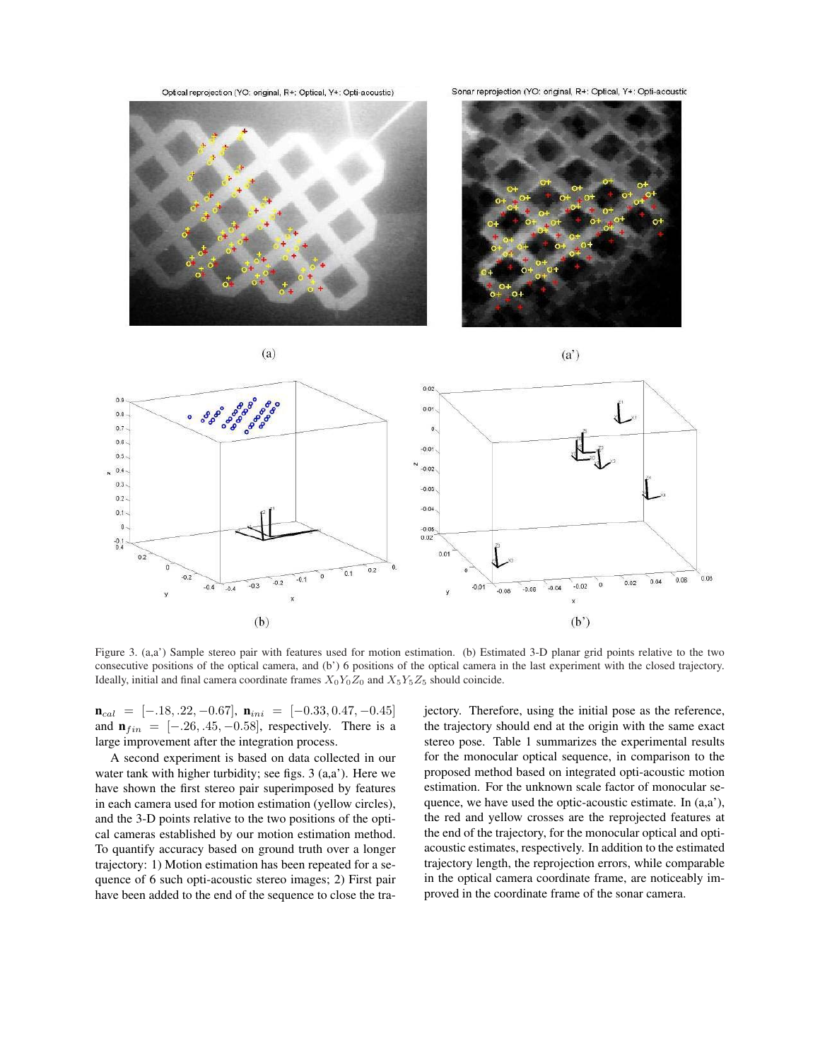Figure 3. (a,a') Sample stereo pair with features used for motion estimation. (b) Estimated 3-D planar grid points relative to the two consecutive positions of the optical camera, and (b') 6 positions of the optical camera in the last experiment with the closed trajectory. Ideally, initial and final camera coordinate frames $X_0Y_0Z_0$ and $X_5Y_5Z_5$ should coincide.

$\mathbf{n}_{cal} = [-.18, .22, -0.67]$, $\mathbf{n}_{ini} = [-0.33, 0.47, -0.45]$ and $\mathbf{n}_{fin} = [-.26, .45, -0.58]$, respectively. There is a large improvement after the integration process.

A second experiment is based on data collected in our water tank with higher turbidity; see figs. 3 (a,a'). Here we have shown the first stereo pair superimposed by features in each camera used for motion estimation (yellow circles), and the 3-D points relative to the two positions of the optical cameras established by our motion estimation method. To quantify accuracy based on ground truth over a longer trajectory: 1) Motion estimation has been repeated for a sequence of 6 such opti-acoustic stereo images; 2) First pair have been added to the end of the sequence to close the trajectory. Therefore, using the initial pose as the reference, the trajectory should end at the origin with the same exact stereo pose. Table 1 summarizes the experimental results for the monocular optical sequence, in comparison to the proposed method based on integrated opti-acoustic motion estimation. For the unknown scale factor of monocular sequence, we have used the optic-acoustic estimate. In (a,a'), the red and yellow crosses are the reprojected features at the end of the trajectory, for the monocular optical and opti-acoustic estimates, respectively. In addition to the estimated trajectory length, the reprojection errors, while comparable in the optical camera coordinate frame, are noticeably improved in the coordinate frame of the sonar camera.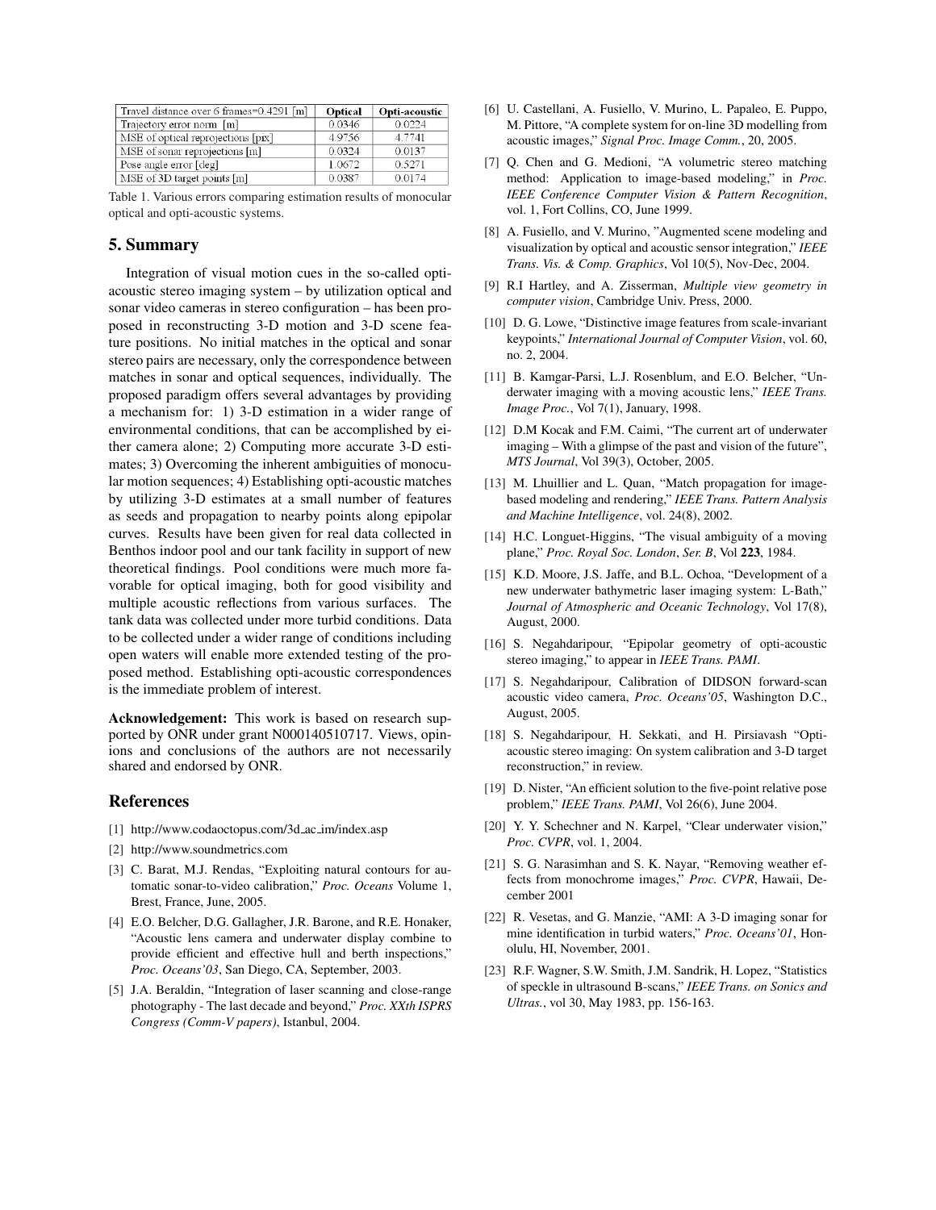| Travel distance over 6 frames=0.4291 [m] | Optical | Opti-acoustic |
|---|---|---|
| Trajectory error norm [m] | 0.0346 | 0.0224 |
| MSE of optical reprojections [pix] | 4.9756 | 4.7741 |
| MSE of sonar reprojections [m] | 0.0324 | 0.0137 |
| Pose angle error [deg] | 1.0672 | 0.5271 |
| MSE of 3D target points [m] | 0.0387 | 0.0174 |

Table 1. Various errors comparing estimation results of monocular optical and opti-acoustic systems.

## 5. Summary

Integration of visual motion cues in the so-called opti-acoustic stereo imaging system – by utilization optical and sonar video cameras in stereo configuration – has been proposed in reconstructing 3-D motion and 3-D scene feature positions. No initial matches in the optical and sonar stereo pairs are necessary, only the correspondence between matches in sonar and optical sequences, individually. The proposed paradigm offers several advantages by providing a mechanism for: 1) 3-D estimation in a wider range of environmental conditions, that can be accomplished by either camera alone; 2) Computing more accurate 3-D estimates; 3) Overcoming the inherent ambiguities of monocular motion sequences; 4) Establishing opti-acoustic matches by utilizing 3-D estimates at a small number of features as seeds and propagation to nearby points along epipolar curves. Results have been given for real data collected in Benthos indoor pool and our tank facility in support of new theoretical findings. Pool conditions were much more favorable for optical imaging, both for good visibility and multiple acoustic reflections from various surfaces. The tank data was collected under more turbid conditions. Data to be collected under a wider range of conditions including open waters will enable more extended testing of the proposed method. Establishing opti-acoustic correspondences is the immediate problem of interest.

**Acknowledgement:** This work is based on research supported by ONR under grant N000140510717. Views, opinions and conclusions of the authors are not necessarily shared and endorsed by ONR.

## References

[1] http://www.codaoctopus.com/3d_ac_im/index.asp

[2] http://www.soundmetrics.com

[3] C. Barat, M.J. Rendas, "Exploiting natural contours for automatic sonar-to-video calibration," *Proc. Oceans* Volume 1, Brest, France, June, 2005.

[4] E.O. Belcher, D.G. Gallagher, J.R. Barone, and R.E. Honaker, "Acoustic lens camera and underwater display combine to provide efficient and effective hull and berth inspections," *Proc. Oceans'03*, San Diego, CA, September, 2003.

[5] J.A. Beraldin, "Integration of laser scanning and close-range photography - The last decade and beyond," *Proc. XXth ISPRS Congress (Comm-V papers)*, Istanbul, 2004.

[6] U. Castellani, A. Fusiello, V. Murino, L. Papaleo, E. Puppo, M. Pittore, "A complete system for on-line 3D modelling from acoustic images," *Signal Proc. Image Comm.*, 20, 2005.

[7] Q. Chen and G. Medioni, "A volumetric stereo matching method: Application to image-based modeling," in *Proc. IEEE Conference Computer Vision & Pattern Recognition*, vol. 1, Fort Collins, CO, June 1999.

[8] A. Fusiello, and V. Murino, "Augmented scene modeling and visualization by optical and acoustic sensor integration," *IEEE Trans. Vis. & Comp. Graphics*, Vol 10(5), Nov-Dec, 2004.

[9] R.I Hartley, and A. Zisserman, *Multiple view geometry in computer vision*, Cambridge Univ. Press, 2000.

[10] D. G. Lowe, "Distinctive image features from scale-invariant keypoints," *International Journal of Computer Vision*, vol. 60, no. 2, 2004.

[11] B. Kamgar-Parsi, L.J. Rosenblum, and E.O. Belcher, "Underwater imaging with a moving acoustic lens," *IEEE Trans. Image Proc.*, Vol 7(1), January, 1998.

[12] D.M Kocak and F.M. Caimi, "The current art of underwater imaging – With a glimpse of the past and vision of the future", *MTS Journal*, Vol 39(3), October, 2005.

[13] M. Lhuillier and L. Quan, "Match propagation for image-based modeling and rendering," *IEEE Trans. Pattern Analysis and Machine Intelligence*, vol. 24(8), 2002.

[14] H.C. Longuet-Higgins, "The visual ambiguity of a moving plane," *Proc. Royal Soc. London*, *Ser. B*, Vol **223**, 1984.

[15] K.D. Moore, J.S. Jaffe, and B.L. Ochoa, "Development of a new underwater bathymetric laser imaging system: L-Bath," *Journal of Atmospheric and Oceanic Technology*, Vol 17(8), August, 2000.

[16] S. Negahdaripour, "Epipolar geometry of opti-acoustic stereo imaging," to appear in *IEEE Trans. PAMI*.

[17] S. Negahdaripour, Calibration of DIDSON forward-scan acoustic video camera, *Proc. Oceans'05*, Washington D.C., August, 2005.

[18] S. Negahdaripour, H. Sekkati, and H. Pirsiavash "Opti-acoustic stereo imaging: On system calibration and 3-D target reconstruction," in review.

[19] D. Nister, "An efficient solution to the five-point relative pose problem," *IEEE Trans. PAMI*, Vol 26(6), June 2004.

[20] Y. Y. Schechner and N. Karpel, "Clear underwater vision," *Proc. CVPR*, vol. 1, 2004.

[21] S. G. Narasimhan and S. K. Nayar, "Removing weather effects from monochrome images," *Proc. CVPR*, Hawaii, December 2001

[22] R. Vesetas, and G. Manzie, "AMI: A 3-D imaging sonar for mine identification in turbid waters," *Proc. Oceans'01*, Honolulu, HI, November, 2001.

[23] R.F. Wagner, S.W. Smith, J.M. Sandrik, H. Lopez, "Statistics of speckle in ultrasound B-scans," *IEEE Trans. on Sonics and Ultras.*, vol 30, May 1983, pp. 156-163.